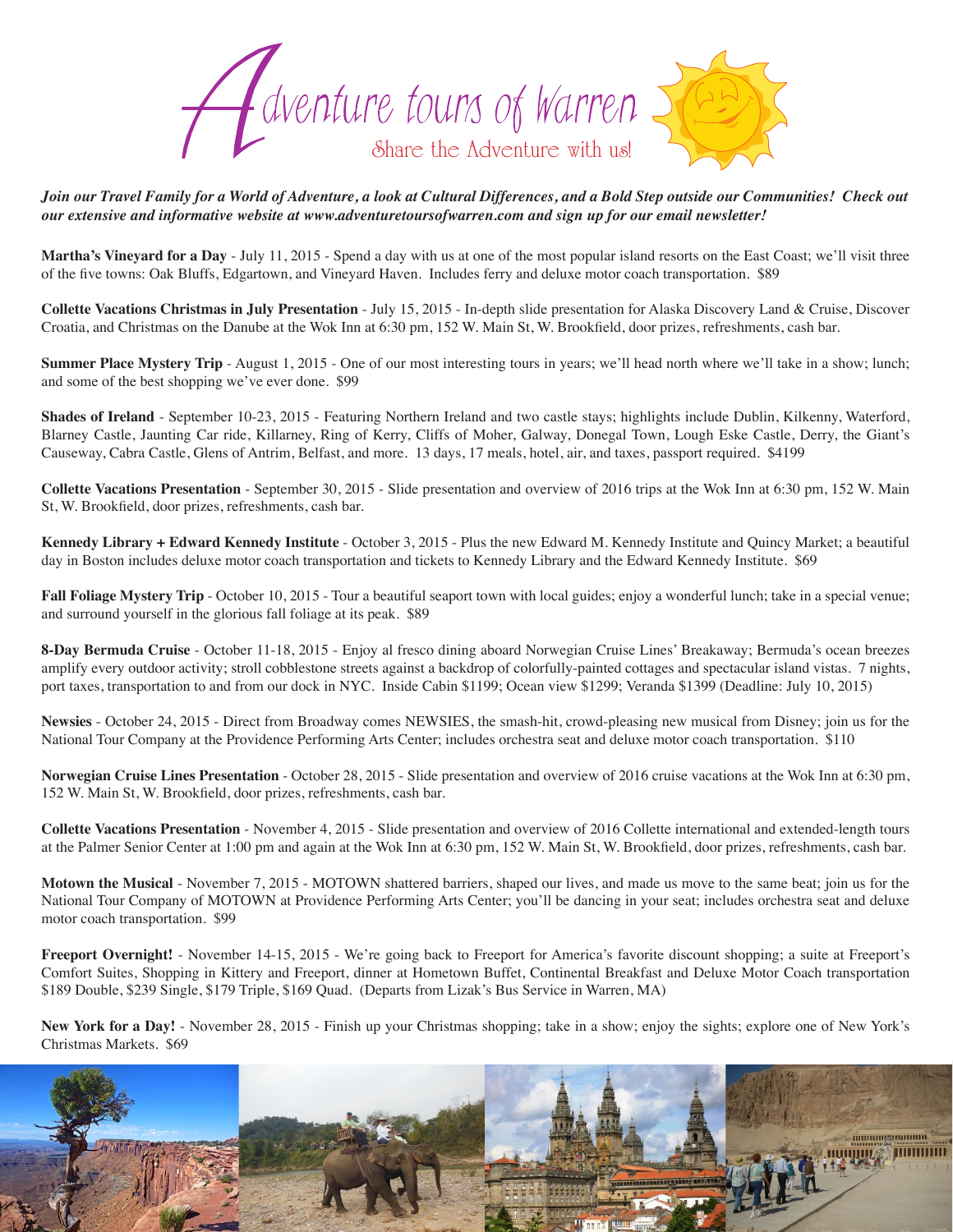# Adventure tours of Warren

Share the Adventure with us!

***Join our Travel Family for a World of Adventure, a look at Cultural Differences, and a Bold Step outside our Communities! Check out our extensive and informative website at www.adventuretoursofwarren.com and sign up for our email newsletter!***

**Martha's Vineyard for a Day** - July 11, 2015 - Spend a day with us at one of the most popular island resorts on the East Coast; we'll visit three of the five towns: Oak Bluffs, Edgartown, and Vineyard Haven. Includes ferry and deluxe motor coach transportation. $89

**Collette Vacations Christmas in July Presentation** - July 15, 2015 - In-depth slide presentation for Alaska Discovery Land & Cruise, Discover Croatia, and Christmas on the Danube at the Wok Inn at 6:30 pm, 152 W. Main St, W. Brookfield, door prizes, refreshments, cash bar.

**Summer Place Mystery Trip** - August 1, 2015 - One of our most interesting tours in years; we'll head north where we'll take in a show; lunch; and some of the best shopping we've ever done. $99

**Shades of Ireland** - September 10-23, 2015 - Featuring Northern Ireland and two castle stays; highlights include Dublin, Kilkenny, Waterford, Blarney Castle, Jaunting Car ride, Killarney, Ring of Kerry, Cliffs of Moher, Galway, Donegal Town, Lough Eske Castle, Derry, the Giant's Causeway, Cabra Castle, Glens of Antrim, Belfast, and more. 13 days, 17 meals, hotel, air, and taxes, passport required. $4199

**Collette Vacations Presentation** - September 30, 2015 - Slide presentation and overview of 2016 trips at the Wok Inn at 6:30 pm, 152 W. Main St, W. Brookfield, door prizes, refreshments, cash bar.

**Kennedy Library + Edward Kennedy Institute** - October 3, 2015 - Plus the new Edward M. Kennedy Institute and Quincy Market; a beautiful day in Boston includes deluxe motor coach transportation and tickets to Kennedy Library and the Edward Kennedy Institute. $69

**Fall Foliage Mystery Trip** - October 10, 2015 - Tour a beautiful seaport town with local guides; enjoy a wonderful lunch; take in a special venue; and surround yourself in the glorious fall foliage at its peak. $89

**8-Day Bermuda Cruise** - October 11-18, 2015 - Enjoy al fresco dining aboard Norwegian Cruise Lines' Breakaway; Bermuda's ocean breezes amplify every outdoor activity; stroll cobblestone streets against a backdrop of colorfully-painted cottages and spectacular island vistas. 7 nights, port taxes, transportation to and from our dock in NYC. Inside Cabin $1199; Ocean view $1299; Veranda $1399 (Deadline: July 10, 2015)

**Newsies** - October 24, 2015 - Direct from Broadway comes NEWSIES, the smash-hit, crowd-pleasing new musical from Disney; join us for the National Tour Company at the Providence Performing Arts Center; includes orchestra seat and deluxe motor coach transportation. $110

**Norwegian Cruise Lines Presentation** - October 28, 2015 - Slide presentation and overview of 2016 cruise vacations at the Wok Inn at 6:30 pm, 152 W. Main St, W. Brookfield, door prizes, refreshments, cash bar.

**Collette Vacations Presentation** - November 4, 2015 - Slide presentation and overview of 2016 Collette international and extended-length tours at the Palmer Senior Center at 1:00 pm and again at the Wok Inn at 6:30 pm, 152 W. Main St, W. Brookfield, door prizes, refreshments, cash bar.

**Motown the Musical** - November 7, 2015 - MOTOWN shattered barriers, shaped our lives, and made us move to the same beat; join us for the National Tour Company of MOTOWN at Providence Performing Arts Center; you'll be dancing in your seat; includes orchestra seat and deluxe motor coach transportation. $99

**Freeport Overnight!** - November 14-15, 2015 - We're going back to Freeport for America's favorite discount shopping; a suite at Freeport's Comfort Suites, Shopping in Kittery and Freeport, dinner at Hometown Buffet, Continental Breakfast and Deluxe Motor Coach transportation $189 Double, $239 Single, $179 Triple, $169 Quad. (Departs from Lizak's Bus Service in Warren, MA)

**New York for a Day!** - November 28, 2015 - Finish up your Christmas shopping; take in a show; enjoy the sights; explore one of New York's Christmas Markets. $69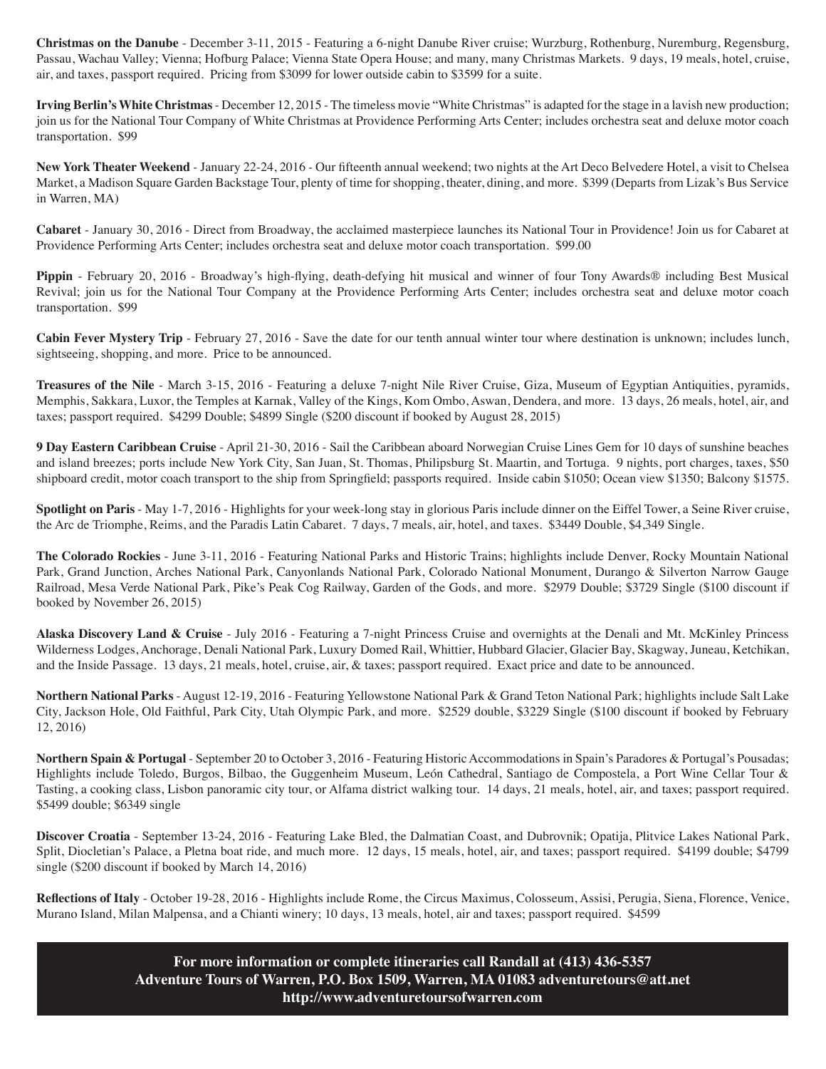**Christmas on the Danube** - December 3-11, 2015 - Featuring a 6-night Danube River cruise; Wurzburg, Rothenburg, Nuremburg, Regensburg, Passau, Wachau Valley; Vienna; Hofburg Palace; Vienna State Opera House; and many, many Christmas Markets. 9 days, 19 meals, hotel, cruise, air, and taxes, passport required. Pricing from $3099 for lower outside cabin to $3599 for a suite.

**Irving Berlin's White Christmas** - December 12, 2015 - The timeless movie "White Christmas" is adapted for the stage in a lavish new production; join us for the National Tour Company of White Christmas at Providence Performing Arts Center; includes orchestra seat and deluxe motor coach transportation. $99

**New York Theater Weekend** - January 22-24, 2016 - Our fifteenth annual weekend; two nights at the Art Deco Belvedere Hotel, a visit to Chelsea Market, a Madison Square Garden Backstage Tour, plenty of time for shopping, theater, dining, and more. $399 (Departs from Lizak's Bus Service in Warren, MA)

**Cabaret** - January 30, 2016 - Direct from Broadway, the acclaimed masterpiece launches its National Tour in Providence! Join us for Cabaret at Providence Performing Arts Center; includes orchestra seat and deluxe motor coach transportation. $99.00

**Pippin** - February 20, 2016 - Broadway's high-flying, death-defying hit musical and winner of four Tony Awards® including Best Musical Revival; join us for the National Tour Company at the Providence Performing Arts Center; includes orchestra seat and deluxe motor coach transportation. $99

**Cabin Fever Mystery Trip** - February 27, 2016 - Save the date for our tenth annual winter tour where destination is unknown; includes lunch, sightseeing, shopping, and more. Price to be announced.

**Treasures of the Nile** - March 3-15, 2016 - Featuring a deluxe 7-night Nile River Cruise, Giza, Museum of Egyptian Antiquities, pyramids, Memphis, Sakkara, Luxor, the Temples at Karnak, Valley of the Kings, Kom Ombo, Aswan, Dendera, and more. 13 days, 26 meals, hotel, air, and taxes; passport required. $4299 Double; $4899 Single ($200 discount if booked by August 28, 2015)

**9 Day Eastern Caribbean Cruise** - April 21-30, 2016 - Sail the Caribbean aboard Norwegian Cruise Lines Gem for 10 days of sunshine beaches and island breezes; ports include New York City, San Juan, St. Thomas, Philipsburg St. Maartin, and Tortuga. 9 nights, port charges, taxes, $50 shipboard credit, motor coach transport to the ship from Springfield; passports required. Inside cabin $1050; Ocean view $1350; Balcony $1575.

**Spotlight on Paris** - May 1-7, 2016 - Highlights for your week-long stay in glorious Paris include dinner on the Eiffel Tower, a Seine River cruise, the Arc de Triomphe, Reims, and the Paradis Latin Cabaret. 7 days, 7 meals, air, hotel, and taxes. $3449 Double, $4,349 Single.

**The Colorado Rockies** - June 3-11, 2016 - Featuring National Parks and Historic Trains; highlights include Denver, Rocky Mountain National Park, Grand Junction, Arches National Park, Canyonlands National Park, Colorado National Monument, Durango & Silverton Narrow Gauge Railroad, Mesa Verde National Park, Pike's Peak Cog Railway, Garden of the Gods, and more. $2979 Double; $3729 Single ($100 discount if booked by November 26, 2015)

**Alaska Discovery Land & Cruise** - July 2016 - Featuring a 7-night Princess Cruise and overnights at the Denali and Mt. McKinley Princess Wilderness Lodges, Anchorage, Denali National Park, Luxury Domed Rail, Whittier, Hubbard Glacier, Glacier Bay, Skagway, Juneau, Ketchikan, and the Inside Passage. 13 days, 21 meals, hotel, cruise, air, & taxes; passport required. Exact price and date to be announced.

**Northern National Parks** - August 12-19, 2016 - Featuring Yellowstone National Park & Grand Teton National Park; highlights include Salt Lake City, Jackson Hole, Old Faithful, Park City, Utah Olympic Park, and more. $2529 double, $3229 Single ($100 discount if booked by February 12, 2016)

**Northern Spain & Portugal** - September 20 to October 3, 2016 - Featuring Historic Accommodations in Spain's Paradores & Portugal's Pousadas; Highlights include Toledo, Burgos, Bilbao, the Guggenheim Museum, León Cathedral, Santiago de Compostela, a Port Wine Cellar Tour & Tasting, a cooking class, Lisbon panoramic city tour, or Alfama district walking tour. 14 days, 21 meals, hotel, air, and taxes; passport required. $5499 double; $6349 single

**Discover Croatia** - September 13-24, 2016 - Featuring Lake Bled, the Dalmatian Coast, and Dubrovnik; Opatija, Plitvice Lakes National Park, Split, Diocletian's Palace, a Pletna boat ride, and much more. 12 days, 15 meals, hotel, air, and taxes; passport required. $4199 double; $4799 single ($200 discount if booked by March 14, 2016)

**Reflections of Italy** - October 19-28, 2016 - Highlights include Rome, the Circus Maximus, Colosseum, Assisi, Perugia, Siena, Florence, Venice, Murano Island, Milan Malpensa, and a Chianti winery; 10 days, 13 meals, hotel, air and taxes; passport required. $4599

**For more information or complete itineraries call Randall at (413) 436-5357**
**Adventure Tours of Warren, P.O. Box 1509, Warren, MA 01083 adventuretours@att.net**
**http://www.adventuretoursofwarren.com**